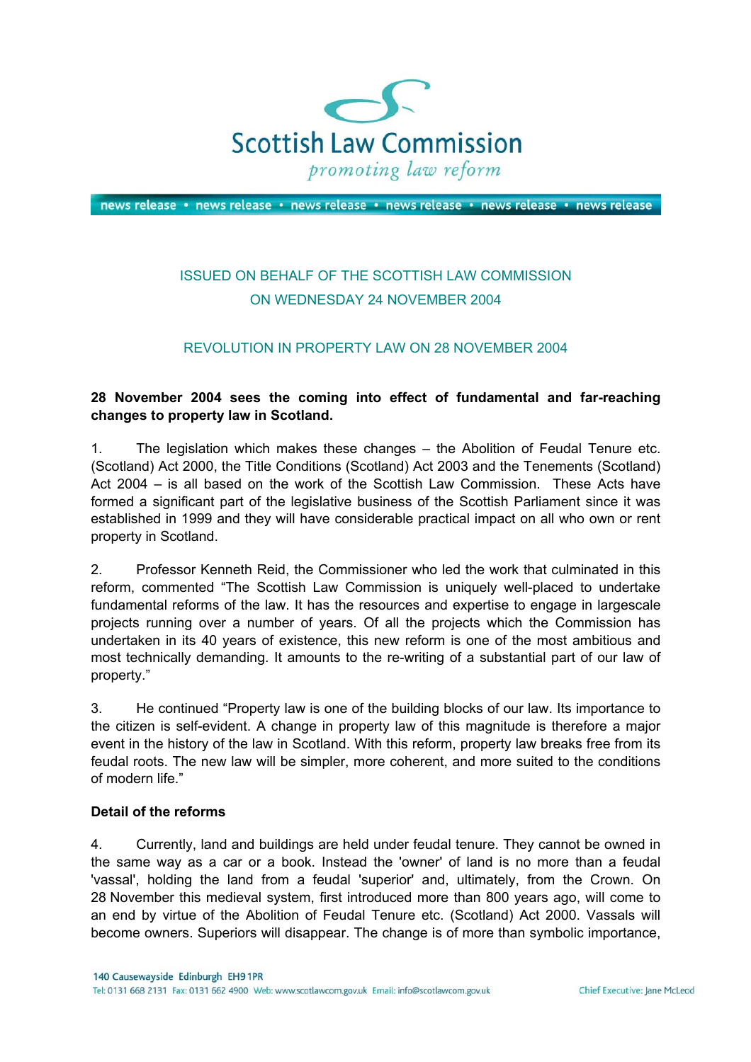Scottish Law Commission

*promoting law reform*

news release • news release • news release • news release • news release • news release

ISSUED ON BEHALF OF THE SCOTTISH LAW COMMISSION

ON WEDNESDAY 24 NOVEMBER 2004

REVOLUTION IN PROPERTY LAW ON 28 NOVEMBER 2004

**28 November 2004 sees the coming into effect of fundamental and far-reaching changes to property law in Scotland.**

1. The legislation which makes these changes – the Abolition of Feudal Tenure etc. (Scotland) Act 2000, the Title Conditions (Scotland) Act 2003 and the Tenements (Scotland) Act 2004 – is all based on the work of the Scottish Law Commission. These Acts have formed a significant part of the legislative business of the Scottish Parliament since it was established in 1999 and they will have considerable practical impact on all who own or rent property in Scotland.

2. Professor Kenneth Reid, the Commissioner who led the work that culminated in this reform, commented "The Scottish Law Commission is uniquely well-placed to undertake fundamental reforms of the law. It has the resources and expertise to engage in largescale projects running over a number of years. Of all the projects which the Commission has undertaken in its 40 years of existence, this new reform is one of the most ambitious and most technically demanding. It amounts to the re-writing of a substantial part of our law of property."

3. He continued "Property law is one of the building blocks of our law. Its importance to the citizen is self-evident. A change in property law of this magnitude is therefore a major event in the history of the law in Scotland. With this reform, property law breaks free from its feudal roots. The new law will be simpler, more coherent, and more suited to the conditions of modern life."

**Detail of the reforms**

4. Currently, land and buildings are held under feudal tenure. They cannot be owned in the same way as a car or a book. Instead the 'owner' of land is no more than a feudal 'vassal', holding the land from a feudal 'superior' and, ultimately, from the Crown. On 28 November this medieval system, first introduced more than 800 years ago, will come to an end by virtue of the Abolition of Feudal Tenure etc. (Scotland) Act 2000. Vassals will become owners. Superiors will disappear. The change is of more than symbolic importance,

140 Causewayside Edinburgh EH9 1PR
Tel: 0131 668 2131 Fax: 0131 662 4900 Web: www.scotlawcom.gov.uk Email: info@scotlawcom.gov.uk
Chief Executive: Jane McLeod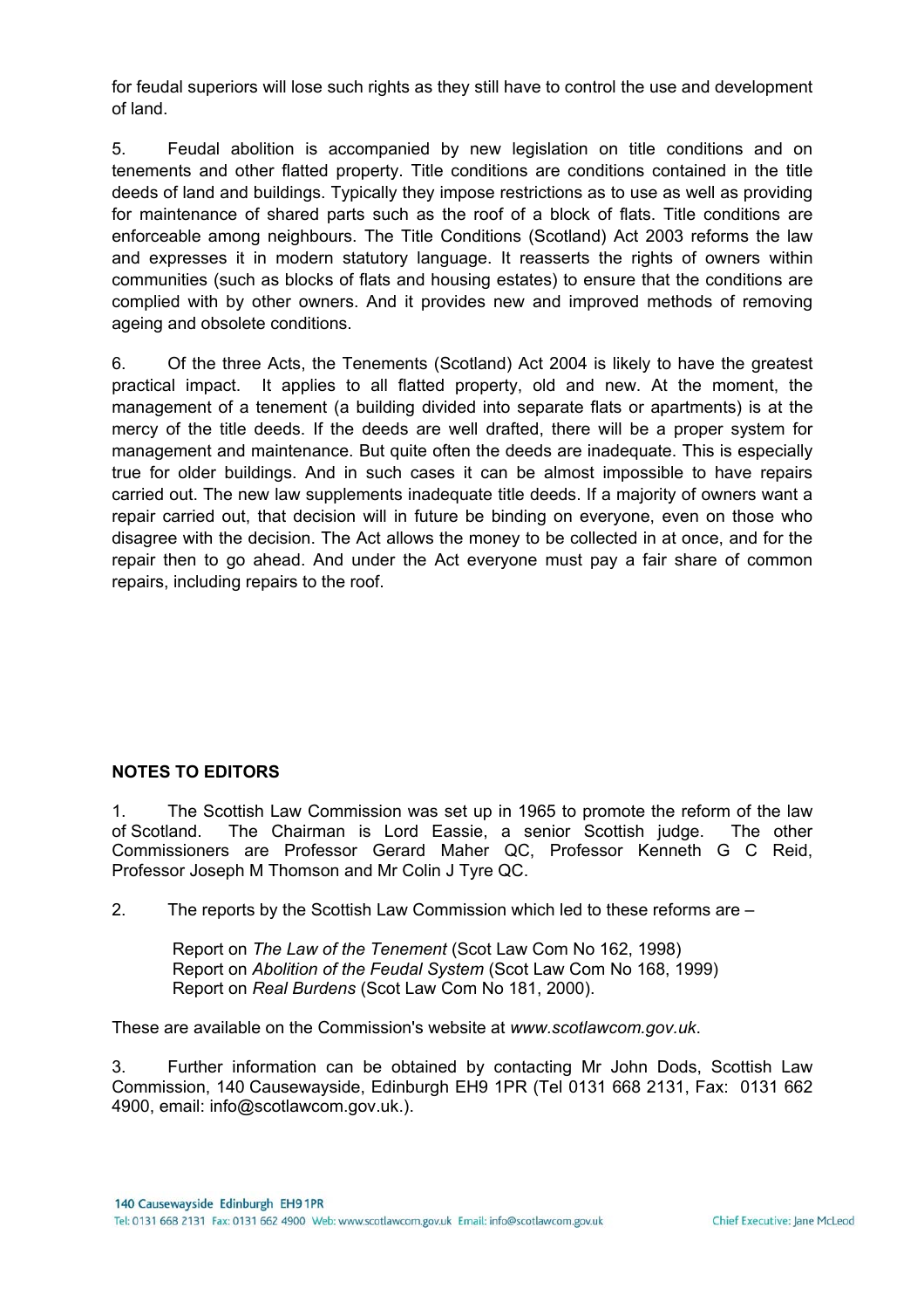for feudal superiors will lose such rights as they still have to control the use and development of land.

5. Feudal abolition is accompanied by new legislation on title conditions and on tenements and other flatted property. Title conditions are conditions contained in the title deeds of land and buildings. Typically they impose restrictions as to use as well as providing for maintenance of shared parts such as the roof of a block of flats. Title conditions are enforceable among neighbours. The Title Conditions (Scotland) Act 2003 reforms the law and expresses it in modern statutory language. It reasserts the rights of owners within communities (such as blocks of flats and housing estates) to ensure that the conditions are complied with by other owners. And it provides new and improved methods of removing ageing and obsolete conditions.

6. Of the three Acts, the Tenements (Scotland) Act 2004 is likely to have the greatest practical impact. It applies to all flatted property, old and new. At the moment, the management of a tenement (a building divided into separate flats or apartments) is at the mercy of the title deeds. If the deeds are well drafted, there will be a proper system for management and maintenance. But quite often the deeds are inadequate. This is especially true for older buildings. And in such cases it can be almost impossible to have repairs carried out. The new law supplements inadequate title deeds. If a majority of owners want a repair carried out, that decision will in future be binding on everyone, even on those who disagree with the decision. The Act allows the money to be collected in at once, and for the repair then to go ahead. And under the Act everyone must pay a fair share of common repairs, including repairs to the roof.

**NOTES TO EDITORS**

1. The Scottish Law Commission was set up in 1965 to promote the reform of the law of Scotland. The Chairman is Lord Eassie, a senior Scottish judge. The other Commissioners are Professor Gerard Maher QC, Professor Kenneth G C Reid, Professor Joseph M Thomson and Mr Colin J Tyre QC.

2. The reports by the Scottish Law Commission which led to these reforms are –

Report on *The Law of the Tenement* (Scot Law Com No 162, 1998)
Report on *Abolition of the Feudal System* (Scot Law Com No 168, 1999)
Report on *Real Burdens* (Scot Law Com No 181, 2000).

These are available on the Commission's website at *www.scotlawcom.gov.uk*.

3. Further information can be obtained by contacting Mr John Dods, Scottish Law Commission, 140 Causewayside, Edinburgh EH9 1PR (Tel 0131 668 2131, Fax: 0131 662 4900, email: info@scotlawcom.gov.uk.).

140 Causewayside Edinburgh EH9 1PR
Tel: 0131 668 2131 Fax: 0131 662 4900 Web: www.scotlawcom.gov.uk Email: info@scotlawcom.gov.uk
Chief Executive: Jane McLeod